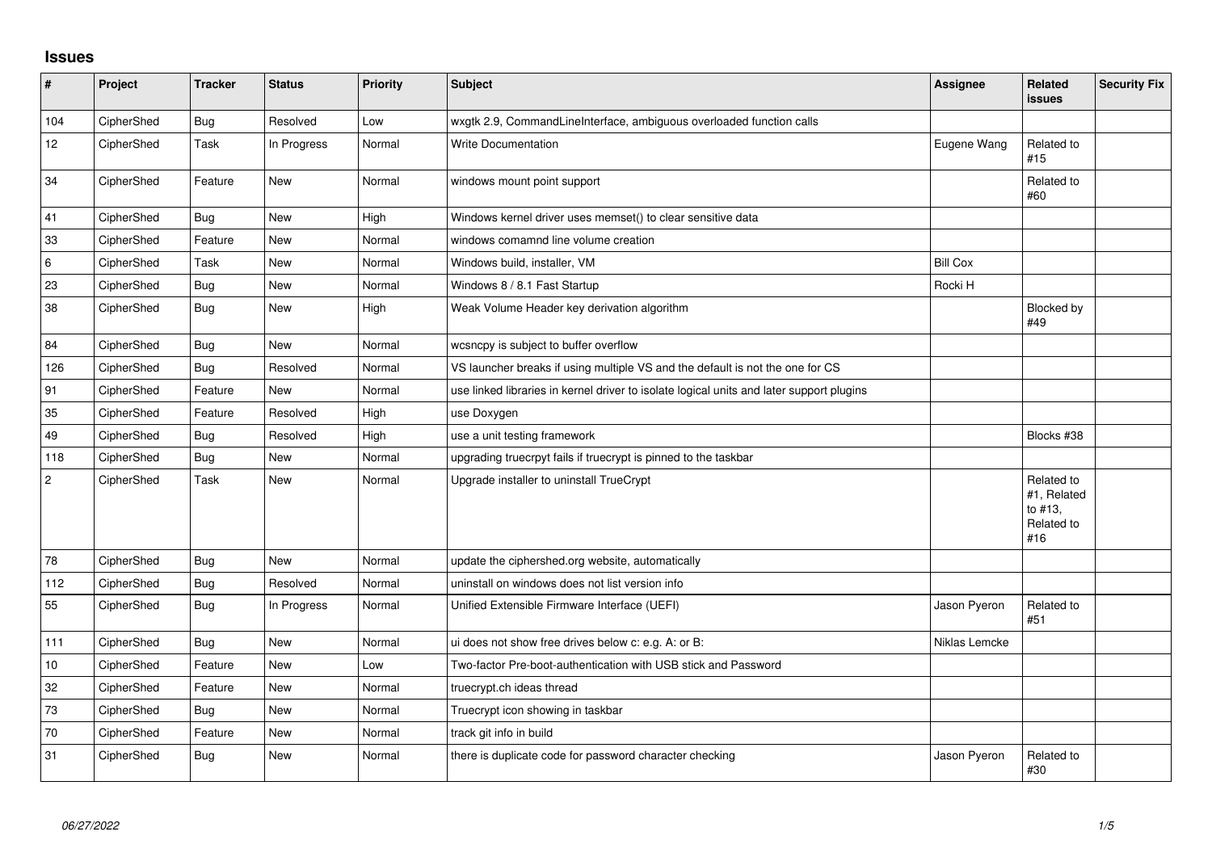## Issues

| # | Project | Tracker | Status | Priority | Subject | Assignee | Related issues | Security Fix |
|---|---|---|---|---|---|---|---|---|
| 104 | CipherShed | Bug | Resolved | Low | wxgtk 2.9, CommandLineInterface, ambiguous overloaded function calls | | | |
| 12 | CipherShed | Task | In Progress | Normal | Write Documentation | Eugene Wang | Related to #15 | |
| 34 | CipherShed | Feature | New | Normal | windows mount point support | | Related to #60 | |
| 41 | CipherShed | Bug | New | High | Windows kernel driver uses memset() to clear sensitive data | | | |
| 33 | CipherShed | Feature | New | Normal | windows comamnd line volume creation | | | |
| 6 | CipherShed | Task | New | Normal | Windows build, installer, VM | Bill Cox | | |
| 23 | CipherShed | Bug | New | Normal | Windows 8 / 8.1 Fast Startup | Rocki H | | |
| 38 | CipherShed | Bug | New | High | Weak Volume Header key derivation algorithm | | Blocked by #49 | |
| 84 | CipherShed | Bug | New | Normal | wcsncpy is subject to buffer overflow | | | |
| 126 | CipherShed | Bug | Resolved | Normal | VS launcher breaks if using multiple VS and the default is not the one for CS | | | |
| 91 | CipherShed | Feature | New | Normal | use linked libraries in kernel driver to isolate logical units and later support plugins | | | |
| 35 | CipherShed | Feature | Resolved | High | use Doxygen | | | |
| 49 | CipherShed | Bug | Resolved | High | use a unit testing framework | | Blocks #38 | |
| 118 | CipherShed | Bug | New | Normal | upgrading truecrpyt fails if truecrypt is pinned to the taskbar | | | |
| 2 | CipherShed | Task | New | Normal | Upgrade installer to uninstall TrueCrypt | | Related to #1, Related to #13, Related to #16 | |
| 78 | CipherShed | Bug | New | Normal | update the ciphershed.org website, automatically | | | |
| 112 | CipherShed | Bug | Resolved | Normal | uninstall on windows does not list version info | | | |
| 55 | CipherShed | Bug | In Progress | Normal | Unified Extensible Firmware Interface (UEFI) | Jason Pyeron | Related to #51 | |
| 111 | CipherShed | Bug | New | Normal | ui does not show free drives below c: e.g. A: or B: | Niklas Lemcke | | |
| 10 | CipherShed | Feature | New | Low | Two-factor Pre-boot-authentication with USB stick and Password | | | |
| 32 | CipherShed | Feature | New | Normal | truecrypt.ch ideas thread | | | |
| 73 | CipherShed | Bug | New | Normal | Truecrypt icon showing in taskbar | | | |
| 70 | CipherShed | Feature | New | Normal | track git info in build | | | |
| 31 | CipherShed | Bug | New | Normal | there is duplicate code for password character checking | Jason Pyeron | Related to #30 | |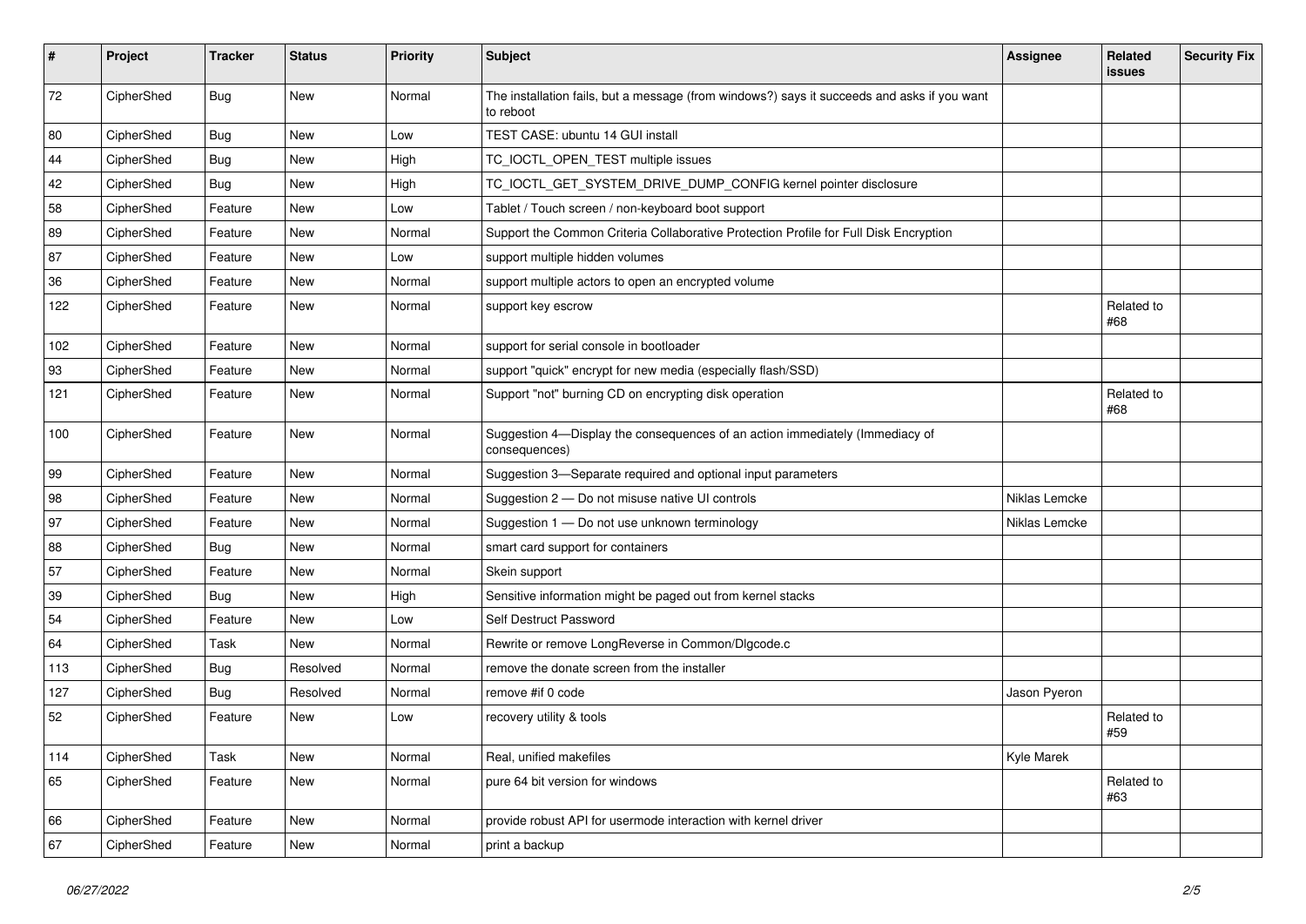| # | Project | Tracker | Status | Priority | Subject | Assignee | Related issues | Security Fix |
|---|---|---|---|---|---|---|---|---|
| 72 | CipherShed | Bug | New | Normal | The installation fails, but a message (from windows?) says it succeeds and asks if you want to reboot | | | |
| 80 | CipherShed | Bug | New | Low | TEST CASE: ubuntu 14 GUI install | | | |
| 44 | CipherShed | Bug | New | High | TC_IOCTL_OPEN_TEST multiple issues | | | |
| 42 | CipherShed | Bug | New | High | TC_IOCTL_GET_SYSTEM_DRIVE_DUMP_CONFIG kernel pointer disclosure | | | |
| 58 | CipherShed | Feature | New | Low | Tablet / Touch screen / non-keyboard boot support | | | |
| 89 | CipherShed | Feature | New | Normal | Support the Common Criteria Collaborative Protection Profile for Full Disk Encryption | | | |
| 87 | CipherShed | Feature | New | Low | support multiple hidden volumes | | | |
| 36 | CipherShed | Feature | New | Normal | support multiple actors to open an encrypted volume | | | |
| 122 | CipherShed | Feature | New | Normal | support key escrow | | Related to #68 | |
| 102 | CipherShed | Feature | New | Normal | support for serial console in bootloader | | | |
| 93 | CipherShed | Feature | New | Normal | support "quick" encrypt for new media (especially flash/SSD) | | | |
| 121 | CipherShed | Feature | New | Normal | Support "not" burning CD on encrypting disk operation | | Related to #68 | |
| 100 | CipherShed | Feature | New | Normal | Suggestion 4—Display the consequences of an action immediately (Immediacy of consequences) | | | |
| 99 | CipherShed | Feature | New | Normal | Suggestion 3—Separate required and optional input parameters | | | |
| 98 | CipherShed | Feature | New | Normal | Suggestion 2 — Do not misuse native UI controls | Niklas Lemcke | | |
| 97 | CipherShed | Feature | New | Normal | Suggestion 1 — Do not use unknown terminology | Niklas Lemcke | | |
| 88 | CipherShed | Bug | New | Normal | smart card support for containers | | | |
| 57 | CipherShed | Feature | New | Normal | Skein support | | | |
| 39 | CipherShed | Bug | New | High | Sensitive information might be paged out from kernel stacks | | | |
| 54 | CipherShed | Feature | New | Low | Self Destruct Password | | | |
| 64 | CipherShed | Task | New | Normal | Rewrite or remove LongReverse in Common/Dlgcode.c | | | |
| 113 | CipherShed | Bug | Resolved | Normal | remove the donate screen from the installer | | | |
| 127 | CipherShed | Bug | Resolved | Normal | remove #if 0 code | Jason Pyeron | | |
| 52 | CipherShed | Feature | New | Low | recovery utility & tools | | Related to #59 | |
| 114 | CipherShed | Task | New | Normal | Real, unified makefiles | Kyle Marek | | |
| 65 | CipherShed | Feature | New | Normal | pure 64 bit version for windows | | Related to #63 | |
| 66 | CipherShed | Feature | New | Normal | provide robust API for usermode interaction with kernel driver | | | |
| 67 | CipherShed | Feature | New | Normal | print a backup | | | |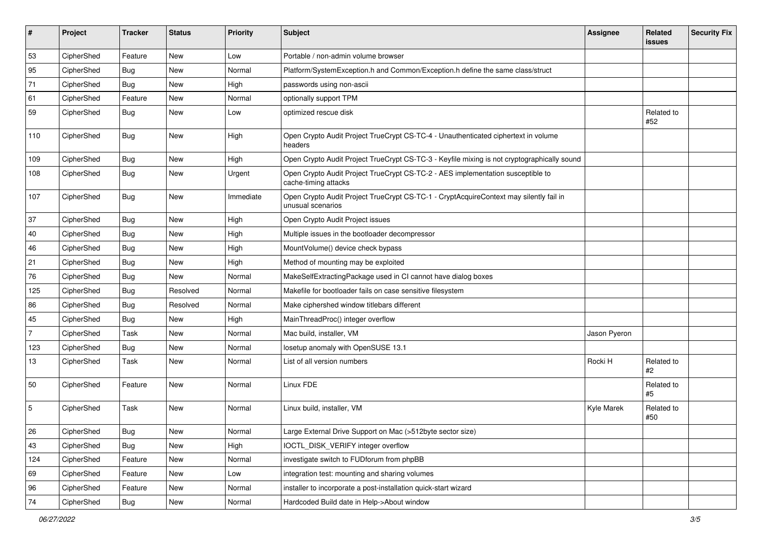| # | Project | Tracker | Status | Priority | Subject | Assignee | Related issues | Security Fix |
|---|---|---|---|---|---|---|---|---|
| 53 | CipherShed | Feature | New | Low | Portable / non-admin volume browser | | | |
| 95 | CipherShed | Bug | New | Normal | Platform/SystemException.h and Common/Exception.h define the same class/struct | | | |
| 71 | CipherShed | Bug | New | High | passwords using non-ascii | | | |
| 61 | CipherShed | Feature | New | Normal | optionally support TPM | | | |
| 59 | CipherShed | Bug | New | Low | optimized rescue disk | | Related to #52 | |
| 110 | CipherShed | Bug | New | High | Open Crypto Audit Project TrueCrypt CS-TC-4 - Unauthenticated ciphertext in volume headers | | | |
| 109 | CipherShed | Bug | New | High | Open Crypto Audit Project TrueCrypt CS-TC-3 - Keyfile mixing is not cryptographically sound | | | |
| 108 | CipherShed | Bug | New | Urgent | Open Crypto Audit Project TrueCrypt CS-TC-2 - AES implementation susceptible to cache-timing attacks | | | |
| 107 | CipherShed | Bug | New | Immediate | Open Crypto Audit Project TrueCrypt CS-TC-1 - CryptAcquireContext may silently fail in unusual scenarios | | | |
| 37 | CipherShed | Bug | New | High | Open Crypto Audit Project issues | | | |
| 40 | CipherShed | Bug | New | High | Multiple issues in the bootloader decompressor | | | |
| 46 | CipherShed | Bug | New | High | MountVolume() device check bypass | | | |
| 21 | CipherShed | Bug | New | High | Method of mounting may be exploited | | | |
| 76 | CipherShed | Bug | New | Normal | MakeSelfExtractingPackage used in CI cannot have dialog boxes | | | |
| 125 | CipherShed | Bug | Resolved | Normal | Makefile for bootloader fails on case sensitive filesystem | | | |
| 86 | CipherShed | Bug | Resolved | Normal | Make ciphershed window titlebars different | | | |
| 45 | CipherShed | Bug | New | High | MainThreadProc() integer overflow | | | |
| 7 | CipherShed | Task | New | Normal | Mac build, installer, VM | Jason Pyeron | | |
| 123 | CipherShed | Bug | New | Normal | losetup anomaly with OpenSUSE 13.1 | | | |
| 13 | CipherShed | Task | New | Normal | List of all version numbers | Rocki H | Related to #2 | |
| 50 | CipherShed | Feature | New | Normal | Linux FDE | | Related to #5 | |
| 5 | CipherShed | Task | New | Normal | Linux build, installer, VM | Kyle Marek | Related to #50 | |
| 26 | CipherShed | Bug | New | Normal | Large External Drive Support on Mac (>512byte sector size) | | | |
| 43 | CipherShed | Bug | New | High | IOCTL_DISK_VERIFY integer overflow | | | |
| 124 | CipherShed | Feature | New | Normal | investigate switch to FUDforum from phpBB | | | |
| 69 | CipherShed | Feature | New | Low | integration test: mounting and sharing volumes | | | |
| 96 | CipherShed | Feature | New | Normal | installer to incorporate a post-installation quick-start wizard | | | |
| 74 | CipherShed | Bug | New | Normal | Hardcoded Build date in Help->About window | | | |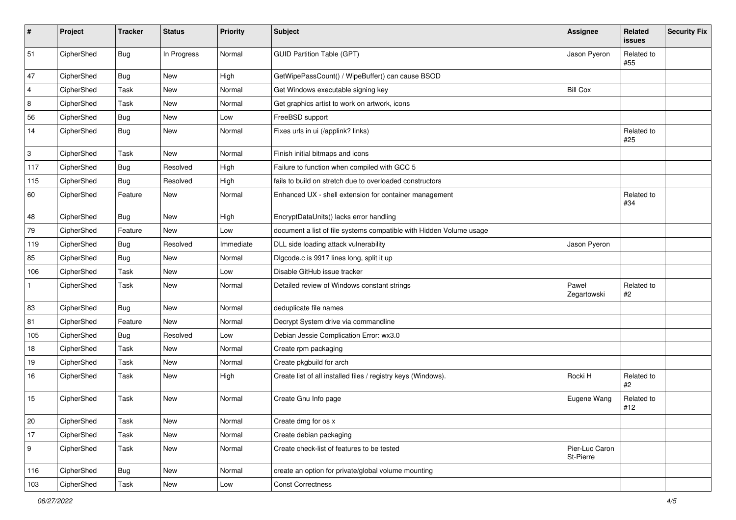| # | Project | Tracker | Status | Priority | Subject | Assignee | Related issues | Security Fix |
|---|---|---|---|---|---|---|---|---|
| 51 | CipherShed | Bug | In Progress | Normal | GUID Partition Table (GPT) | Jason Pyeron | Related to #55 | |
| 47 | CipherShed | Bug | New | High | GetWipePassCount() / WipeBuffer() can cause BSOD | | | |
| 4 | CipherShed | Task | New | Normal | Get Windows executable signing key | Bill Cox | | |
| 8 | CipherShed | Task | New | Normal | Get graphics artist to work on artwork, icons | | | |
| 56 | CipherShed | Bug | New | Low | FreeBSD support | | | |
| 14 | CipherShed | Bug | New | Normal | Fixes urls in ui (/applink? links) | | Related to #25 | |
| 3 | CipherShed | Task | New | Normal | Finish initial bitmaps and icons | | | |
| 117 | CipherShed | Bug | Resolved | High | Failure to function when compiled with GCC 5 | | | |
| 115 | CipherShed | Bug | Resolved | High | fails to build on stretch due to overloaded constructors | | | |
| 60 | CipherShed | Feature | New | Normal | Enhanced UX - shell extension for container management | | Related to #34 | |
| 48 | CipherShed | Bug | New | High | EncryptDataUnits() lacks error handling | | | |
| 79 | CipherShed | Feature | New | Low | document a list of file systems compatible with Hidden Volume usage | | | |
| 119 | CipherShed | Bug | Resolved | Immediate | DLL side loading attack vulnerability | Jason Pyeron | | |
| 85 | CipherShed | Bug | New | Normal | Dlgcode.c is 9917 lines long, split it up | | | |
| 106 | CipherShed | Task | New | Low | Disable GitHub issue tracker | | | |
| 1 | CipherShed | Task | New | Normal | Detailed review of Windows constant strings | Paweł Zegartowski | Related to #2 | |
| 83 | CipherShed | Bug | New | Normal | deduplicate file names | | | |
| 81 | CipherShed | Feature | New | Normal | Decrypt System drive via commandline | | | |
| 105 | CipherShed | Bug | Resolved | Low | Debian Jessie Complication Error: wx3.0 | | | |
| 18 | CipherShed | Task | New | Normal | Create rpm packaging | | | |
| 19 | CipherShed | Task | New | Normal | Create pkgbuild for arch | | | |
| 16 | CipherShed | Task | New | High | Create list of all installed files / registry keys (Windows). | Rocki H | Related to #2 | |
| 15 | CipherShed | Task | New | Normal | Create Gnu Info page | Eugene Wang | Related to #12 | |
| 20 | CipherShed | Task | New | Normal | Create dmg for os x | | | |
| 17 | CipherShed | Task | New | Normal | Create debian packaging | | | |
| 9 | CipherShed | Task | New | Normal | Create check-list of features to be tested | Pier-Luc Caron St-Pierre | | |
| 116 | CipherShed | Bug | New | Normal | create an option for private/global volume mounting | | | |
| 103 | CipherShed | Task | New | Low | Const Correctness | | | |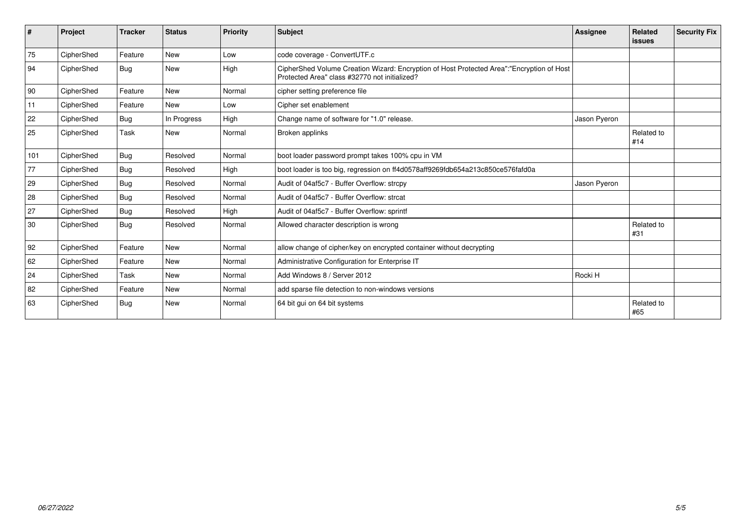| # | Project | Tracker | Status | Priority | Subject | Assignee | Related issues | Security Fix |
|---|---|---|---|---|---|---|---|---|
| 75 | CipherShed | Feature | New | Low | code coverage - ConvertUTF.c | | | |
| 94 | CipherShed | Bug | New | High | CipherShed Volume Creation Wizard: Encryption of Host Protected Area":"Encryption of Host Protected Area" class #32770 not initialized? | | | |
| 90 | CipherShed | Feature | New | Normal | cipher setting preference file | | | |
| 11 | CipherShed | Feature | New | Low | Cipher set enablement | | | |
| 22 | CipherShed | Bug | In Progress | High | Change name of software for "1.0" release. | Jason Pyeron | | |
| 25 | CipherShed | Task | New | Normal | Broken applinks | | Related to #14 | |
| 101 | CipherShed | Bug | Resolved | Normal | boot loader password prompt takes 100% cpu in VM | | | |
| 77 | CipherShed | Bug | Resolved | High | boot loader is too big, regression on ff4d0578aff9269fdb654a213c850ce576fafd0a | | | |
| 29 | CipherShed | Bug | Resolved | Normal | Audit of 04af5c7 - Buffer Overflow: strcpy | Jason Pyeron | | |
| 28 | CipherShed | Bug | Resolved | Normal | Audit of 04af5c7 - Buffer Overflow: strcat | | | |
| 27 | CipherShed | Bug | Resolved | High | Audit of 04af5c7 - Buffer Overflow: sprintf | | | |
| 30 | CipherShed | Bug | Resolved | Normal | Allowed character description is wrong | | Related to #31 | |
| 92 | CipherShed | Feature | New | Normal | allow change of cipher/key on encrypted container without decrypting | | | |
| 62 | CipherShed | Feature | New | Normal | Administrative Configuration for Enterprise IT | | | |
| 24 | CipherShed | Task | New | Normal | Add Windows 8 / Server 2012 | Rocki H | | |
| 82 | CipherShed | Feature | New | Normal | add sparse file detection to non-windows versions | | | |
| 63 | CipherShed | Bug | New | Normal | 64 bit gui on 64 bit systems | | Related to #65 | |

*06/27/2022*